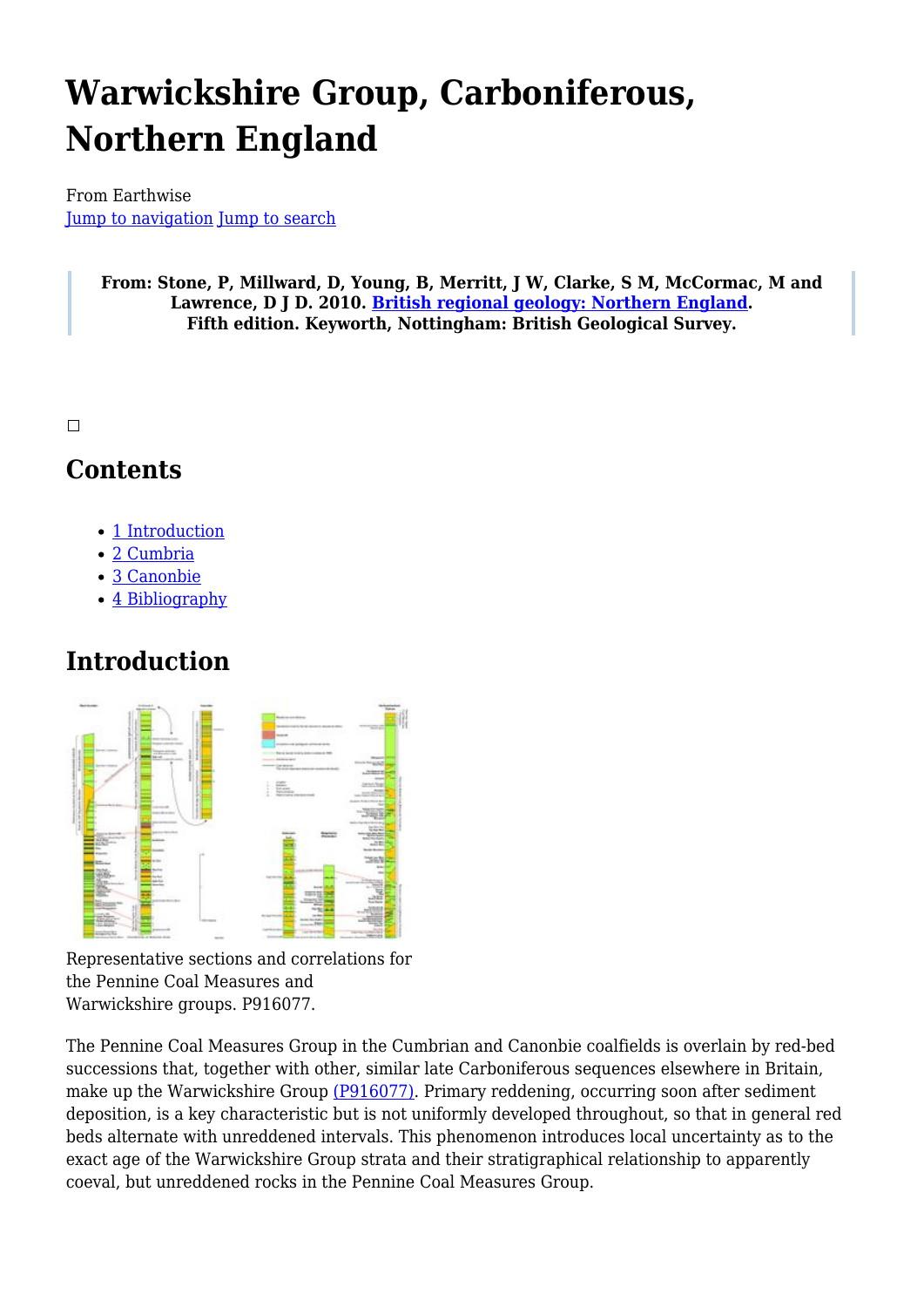# Warwickshire Group, Carboniferous, Northern England

From Earthwise
Jump to navigation Jump to search

> **From: Stone, P, Millward, D, Young, B, Merritt, J W, Clarke, S M, McCormac, M and Lawrence, D J D. 2010. British regional geology: Northern England. Fifth edition. Keyworth, Nottingham: British Geological Survey.**

## Contents

- 1 Introduction
- 2 Cumbria
- 3 Canonbie
- 4 Bibliography

## Introduction

Representative sections and correlations for the Pennine Coal Measures and Warwickshire groups. P916077.

The Pennine Coal Measures Group in the Cumbrian and Canonbie coalfields is overlain by red-bed successions that, together with other, similar late Carboniferous sequences elsewhere in Britain, make up the Warwickshire Group (P916077). Primary reddening, occurring soon after sediment deposition, is a key characteristic but is not uniformly developed throughout, so that in general red beds alternate with unreddened intervals. This phenomenon introduces local uncertainty as to the exact age of the Warwickshire Group strata and their stratigraphical relationship to apparently coeval, but unreddened rocks in the Pennine Coal Measures Group.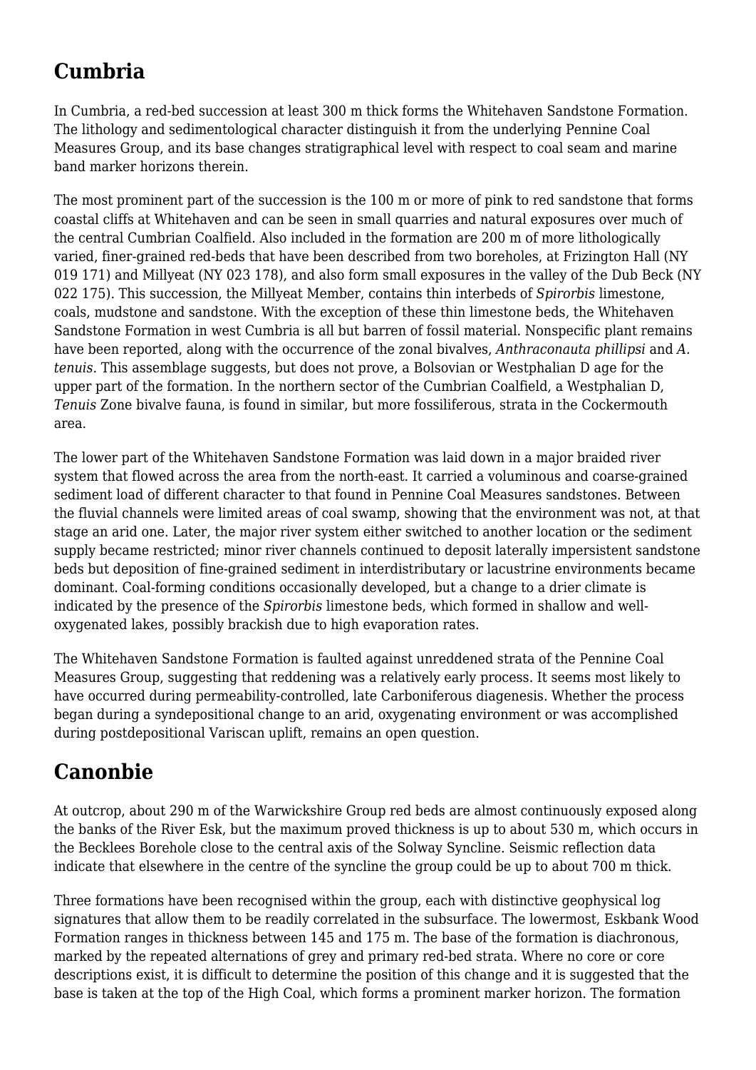## Cumbria

In Cumbria, a red-bed succession at least 300 m thick forms the Whitehaven Sandstone Formation. The lithology and sedimentological character distinguish it from the underlying Pennine Coal Measures Group, and its base changes stratigraphical level with respect to coal seam and marine band marker horizons therein.

The most prominent part of the succession is the 100 m or more of pink to red sandstone that forms coastal cliffs at Whitehaven and can be seen in small quarries and natural exposures over much of the central Cumbrian Coalfield. Also included in the formation are 200 m of more lithologically varied, finer-grained red-beds that have been described from two boreholes, at Frizington Hall (NY 019 171) and Millyeat (NY 023 178), and also form small exposures in the valley of the Dub Beck (NY 022 175). This succession, the Millyeat Member, contains thin interbeds of *Spirorbis* limestone, coals, mudstone and sandstone. With the exception of these thin limestone beds, the Whitehaven Sandstone Formation in west Cumbria is all but barren of fossil material. Nonspecific plant remains have been reported, along with the occurrence of the zonal bivalves, *Anthraconauta phillipsi* and *A. tenuis*. This assemblage suggests, but does not prove, a Bolsovian or Westphalian D age for the upper part of the formation. In the northern sector of the Cumbrian Coalfield, a Westphalian D, *Tenuis* Zone bivalve fauna, is found in similar, but more fossiliferous, strata in the Cockermouth area.

The lower part of the Whitehaven Sandstone Formation was laid down in a major braided river system that flowed across the area from the north-east. It carried a voluminous and coarse-grained sediment load of different character to that found in Pennine Coal Measures sandstones. Between the fluvial channels were limited areas of coal swamp, showing that the environment was not, at that stage an arid one. Later, the major river system either switched to another location or the sediment supply became restricted; minor river channels continued to deposit laterally impersistent sandstone beds but deposition of fine-grained sediment in interdistributary or lacustrine environments became dominant. Coal-forming conditions occasionally developed, but a change to a drier climate is indicated by the presence of the *Spirorbis* limestone beds, which formed in shallow and well-oxygenated lakes, possibly brackish due to high evaporation rates.

The Whitehaven Sandstone Formation is faulted against unreddened strata of the Pennine Coal Measures Group, suggesting that reddening was a relatively early process. It seems most likely to have occurred during permeability-controlled, late Carboniferous diagenesis. Whether the process began during a syndepositional change to an arid, oxygenating environment or was accomplished during postdepositional Variscan uplift, remains an open question.

## Canonbie

At outcrop, about 290 m of the Warwickshire Group red beds are almost continuously exposed along the banks of the River Esk, but the maximum proved thickness is up to about 530 m, which occurs in the Becklees Borehole close to the central axis of the Solway Syncline. Seismic reflection data indicate that elsewhere in the centre of the syncline the group could be up to about 700 m thick.

Three formations have been recognised within the group, each with distinctive geophysical log signatures that allow them to be readily correlated in the subsurface. The lowermost, Eskbank Wood Formation ranges in thickness between 145 and 175 m. The base of the formation is diachronous, marked by the repeated alternations of grey and primary red-bed strata. Where no core or core descriptions exist, it is difficult to determine the position of this change and it is suggested that the base is taken at the top of the High Coal, which forms a prominent marker horizon. The formation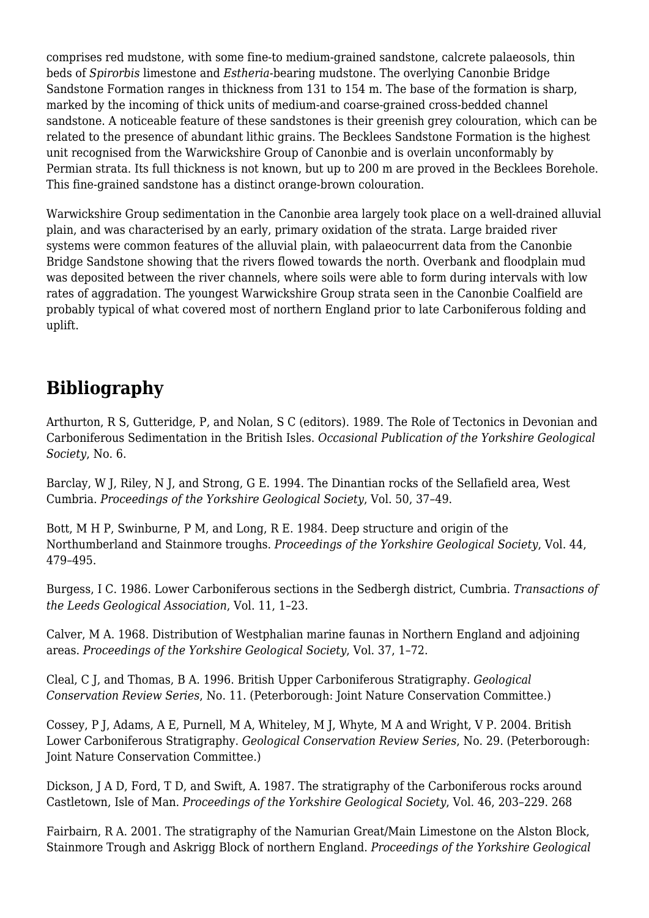comprises red mudstone, with some fine-to medium-grained sandstone, calcrete palaeosols, thin beds of *Spirorbis* limestone and *Estheria*-bearing mudstone. The overlying Canonbie Bridge Sandstone Formation ranges in thickness from 131 to 154 m. The base of the formation is sharp, marked by the incoming of thick units of medium-and coarse-grained cross-bedded channel sandstone. A noticeable feature of these sandstones is their greenish grey colouration, which can be related to the presence of abundant lithic grains. The Becklees Sandstone Formation is the highest unit recognised from the Warwickshire Group of Canonbie and is overlain unconformably by Permian strata. Its full thickness is not known, but up to 200 m are proved in the Becklees Borehole. This fine-grained sandstone has a distinct orange-brown colouration.

Warwickshire Group sedimentation in the Canonbie area largely took place on a well-drained alluvial plain, and was characterised by an early, primary oxidation of the strata. Large braided river systems were common features of the alluvial plain, with palaeocurrent data from the Canonbie Bridge Sandstone showing that the rivers flowed towards the north. Overbank and floodplain mud was deposited between the river channels, where soils were able to form during intervals with low rates of aggradation. The youngest Warwickshire Group strata seen in the Canonbie Coalfield are probably typical of what covered most of northern England prior to late Carboniferous folding and uplift.

## Bibliography

Arthurton, R S, Gutteridge, P, and Nolan, S C (editors). 1989. The Role of Tectonics in Devonian and Carboniferous Sedimentation in the British Isles. *Occasional Publication of the Yorkshire Geological Society*, No. 6.

Barclay, W J, Riley, N J, and Strong, G E. 1994. The Dinantian rocks of the Sellafield area, West Cumbria. *Proceedings of the Yorkshire Geological Society*, Vol. 50, 37–49.

Bott, M H P, Swinburne, P M, and Long, R E. 1984. Deep structure and origin of the Northumberland and Stainmore troughs. *Proceedings of the Yorkshire Geological Society*, Vol. 44, 479–495.

Burgess, I C. 1986. Lower Carboniferous sections in the Sedbergh district, Cumbria. *Transactions of the Leeds Geological Association*, Vol. 11, 1–23.

Calver, M A. 1968. Distribution of Westphalian marine faunas in Northern England and adjoining areas. *Proceedings of the Yorkshire Geological Society*, Vol. 37, 1–72.

Cleal, C J, and Thomas, B A. 1996. British Upper Carboniferous Stratigraphy. *Geological Conservation Review Series*, No. 11. (Peterborough: Joint Nature Conservation Committee.)

Cossey, P J, Adams, A E, Purnell, M A, Whiteley, M J, Whyte, M A and Wright, V P. 2004. British Lower Carboniferous Stratigraphy. *Geological Conservation Review Series*, No. 29. (Peterborough: Joint Nature Conservation Committee.)

Dickson, J A D, Ford, T D, and Swift, A. 1987. The stratigraphy of the Carboniferous rocks around Castletown, Isle of Man. *Proceedings of the Yorkshire Geological Society*, Vol. 46, 203–229. 268

Fairbairn, R A. 2001. The stratigraphy of the Namurian Great/Main Limestone on the Alston Block, Stainmore Trough and Askrigg Block of northern England. *Proceedings of the Yorkshire Geological*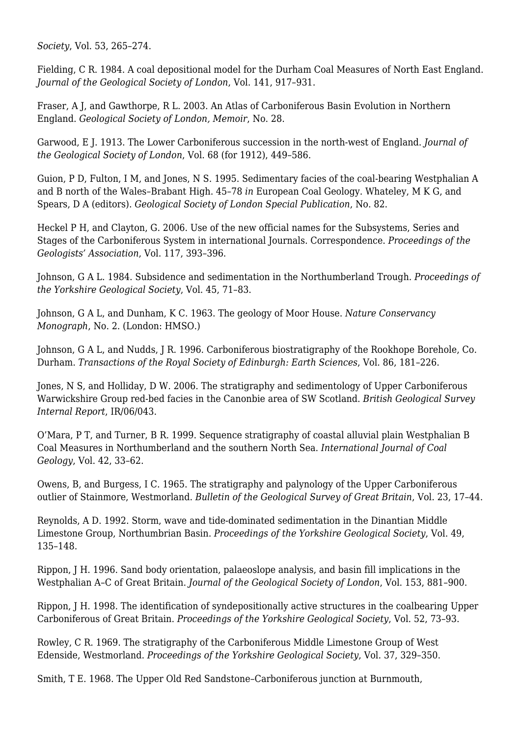*Society*, Vol. 53, 265–274.

Fielding, C R. 1984. A coal depositional model for the Durham Coal Measures of North East England. *Journal of the Geological Society of London*, Vol. 141, 917–931.

Fraser, A J, and Gawthorpe, R L. 2003. An Atlas of Carboniferous Basin Evolution in Northern England. *Geological Society of London, Memoir*, No. 28.

Garwood, E J. 1913. The Lower Carboniferous succession in the north-west of England. *Journal of the Geological Society of London*, Vol. 68 (for 1912), 449–586.

Guion, P D, Fulton, I M, and Jones, N S. 1995. Sedimentary facies of the coal-bearing Westphalian A and B north of the Wales–Brabant High. 45–78 *in* European Coal Geology. Whateley, M K G, and Spears, D A (editors). *Geological Society of London Special Publication*, No. 82.

Heckel P H, and Clayton, G. 2006. Use of the new official names for the Subsystems, Series and Stages of the Carboniferous System in international Journals. Correspondence. *Proceedings of the Geologists' Association*, Vol. 117, 393–396.

Johnson, G A L. 1984. Subsidence and sedimentation in the Northumberland Trough. *Proceedings of the Yorkshire Geological Society*, Vol. 45, 71–83.

Johnson, G A L, and Dunham, K C. 1963. The geology of Moor House. *Nature Conservancy Monograph*, No. 2. (London: HMSO.)

Johnson, G A L, and Nudds, J R. 1996. Carboniferous biostratigraphy of the Rookhope Borehole, Co. Durham. *Transactions of the Royal Society of Edinburgh: Earth Sciences*, Vol. 86, 181–226.

Jones, N S, and Holliday, D W. 2006. The stratigraphy and sedimentology of Upper Carboniferous Warwickshire Group red-bed facies in the Canonbie area of SW Scotland. *British Geological Survey Internal Report*, IR/06/043.

O'Mara, P T, and Turner, B R. 1999. Sequence stratigraphy of coastal alluvial plain Westphalian B Coal Measures in Northumberland and the southern North Sea. *International Journal of Coal Geology*, Vol. 42, 33–62.

Owens, B, and Burgess, I C. 1965. The stratigraphy and palynology of the Upper Carboniferous outlier of Stainmore, Westmorland. *Bulletin of the Geological Survey of Great Britain*, Vol. 23, 17–44.

Reynolds, A D. 1992. Storm, wave and tide-dominated sedimentation in the Dinantian Middle Limestone Group, Northumbrian Basin. *Proceedings of the Yorkshire Geological Society*, Vol. 49, 135–148.

Rippon, J H. 1996. Sand body orientation, palaeoslope analysis, and basin fill implications in the Westphalian A–C of Great Britain. *Journal of the Geological Society of London*, Vol. 153, 881–900.

Rippon, J H. 1998. The identification of syndepositionally active structures in the coalbearing Upper Carboniferous of Great Britain. *Proceedings of the Yorkshire Geological Society*, Vol. 52, 73–93.

Rowley, C R. 1969. The stratigraphy of the Carboniferous Middle Limestone Group of West Edenside, Westmorland. *Proceedings of the Yorkshire Geological Society*, Vol. 37, 329–350.

Smith, T E. 1968. The Upper Old Red Sandstone–Carboniferous junction at Burnmouth,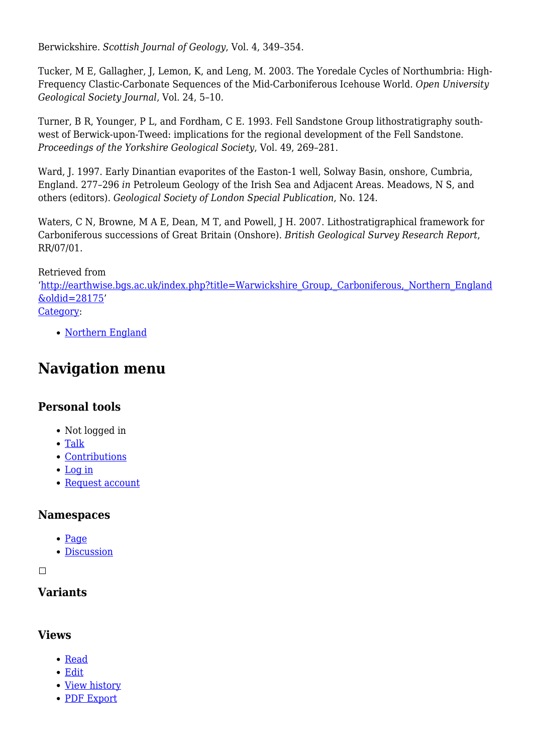Berwickshire. *Scottish Journal of Geology*, Vol. 4, 349–354.

Tucker, M E, Gallagher, J, Lemon, K, and Leng, M. 2003. The Yoredale Cycles of Northumbria: High-Frequency Clastic-Carbonate Sequences of the Mid-Carboniferous Icehouse World. *Open University Geological Society Journal*, Vol. 24, 5–10.

Turner, B R, Younger, P L, and Fordham, C E. 1993. Fell Sandstone Group lithostratigraphy south-west of Berwick-upon-Tweed: implications for the regional development of the Fell Sandstone. *Proceedings of the Yorkshire Geological Society*, Vol. 49, 269–281.

Ward, J. 1997. Early Dinantian evaporites of the Easton-1 well, Solway Basin, onshore, Cumbria, England. 277–296 *in* Petroleum Geology of the Irish Sea and Adjacent Areas. Meadows, N S, and others (editors). *Geological Society of London Special Publication*, No. 124.

Waters, C N, Browne, M A E, Dean, M T, and Powell, J H. 2007. Lithostratigraphical framework for Carboniferous successions of Great Britain (Onshore). *British Geological Survey Research Report*, RR/07/01.

Retrieved from '[http://earthwise.bgs.ac.uk/index.php?title=Warwickshire_Group,_Carboniferous,_Northern_England&oldid=28175](http://earthwise.bgs.ac.uk/index.php?title=Warwickshire_Group,_Carboniferous,_Northern_England&oldid=28175)'

Category:

- Northern England

# Navigation menu

## Personal tools

- Not logged in
- Talk
- Contributions
- Log in
- Request account

## Namespaces

- Page
- Discussion

## Variants

## Views

- Read
- Edit
- View history
- PDF Export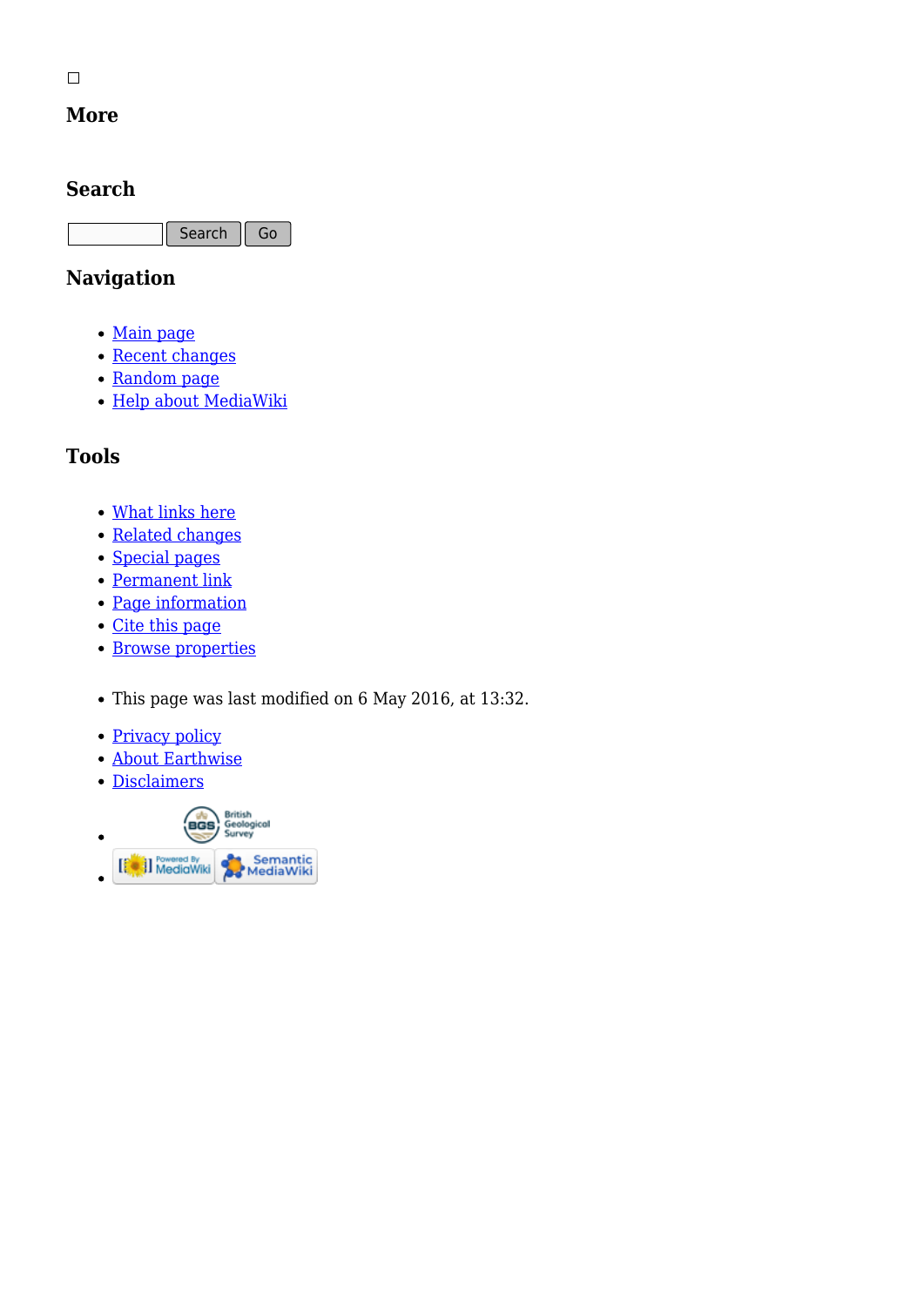- [ ]

### More

### Search

Search Go

### Navigation

- Main page
- Recent changes
- Random page
- Help about MediaWiki

### Tools

- What links here
- Related changes
- Special pages
- Permanent link
- Page information
- Cite this page
- Browse properties

- This page was last modified on 6 May 2016, at 13:32.

- Privacy policy
- About Earthwise
- Disclaimers